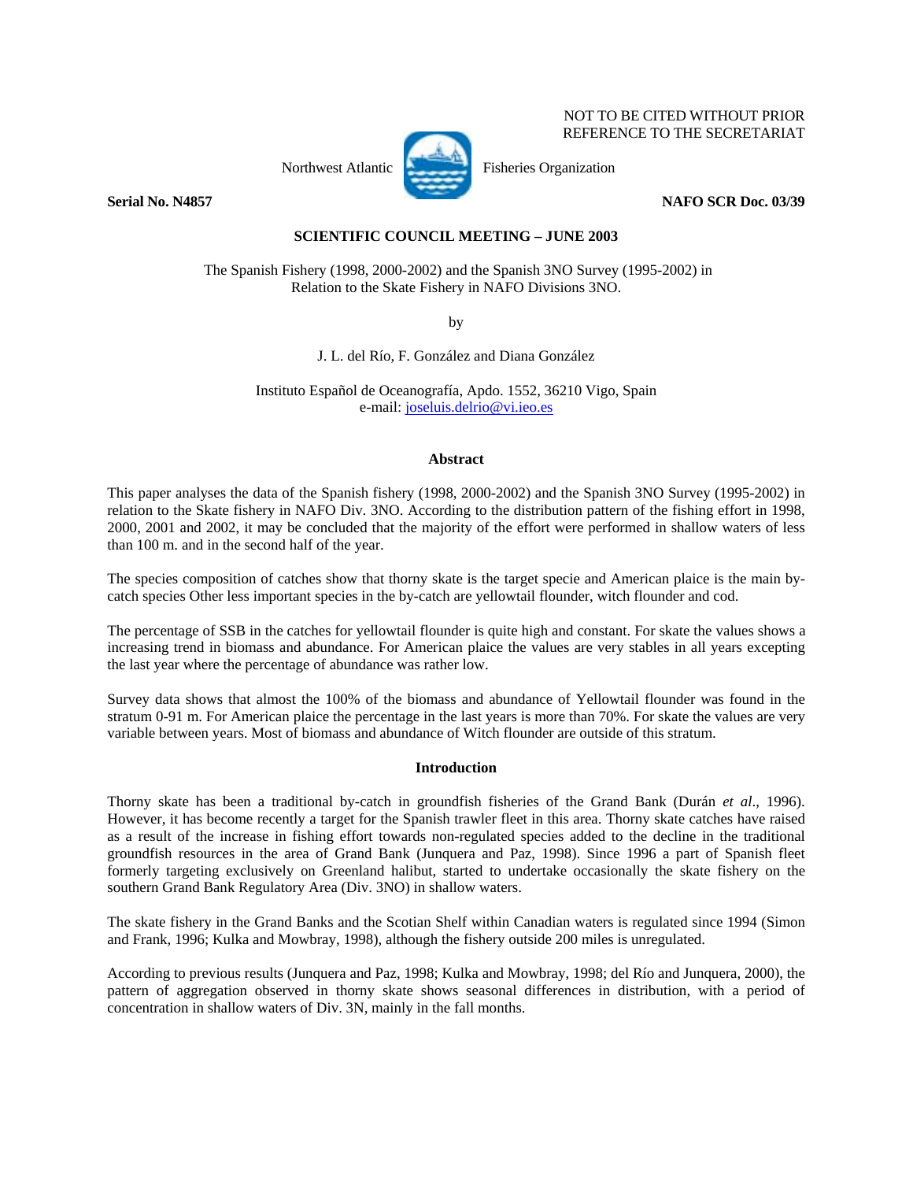NOT TO BE CITED WITHOUT PRIOR REFERENCE TO THE SECRETARIAT

Northwest Atlantic Fisheries Organization

**Serial No. N4857** **NAFO SCR Doc. 03/39**

**SCIENTIFIC COUNCIL MEETING – JUNE 2003**

# The Spanish Fishery (1998, 2000-2002) and the Spanish 3NO Survey (1995-2002) in Relation to the Skate Fishery in NAFO Divisions 3NO.

by

J. L. del Río, F. González and Diana González

Instituto Español de Oceanografía, Apdo. 1552, 36210 Vigo, Spain
e-mail: joseluis.delrio@vi.ieo.es

## Abstract

This paper analyses the data of the Spanish fishery (1998, 2000-2002) and the Spanish 3NO Survey (1995-2002) in relation to the Skate fishery in NAFO Div. 3NO. According to the distribution pattern of the fishing effort in 1998, 2000, 2001 and 2002, it may be concluded that the majority of the effort were performed in shallow waters of less than 100 m. and in the second half of the year.

The species composition of catches show that thorny skate is the target specie and American plaice is the main by-catch species Other less important species in the by-catch are yellowtail flounder, witch flounder and cod.

The percentage of SSB in the catches for yellowtail flounder is quite high and constant. For skate the values shows a increasing trend in biomass and abundance. For American plaice the values are very stables in all years excepting the last year where the percentage of abundance was rather low.

Survey data shows that almost the 100% of the biomass and abundance of Yellowtail flounder was found in the stratum 0-91 m. For American plaice the percentage in the last years is more than 70%. For skate the values are very variable between years. Most of biomass and abundance of Witch flounder are outside of this stratum.

## Introduction

Thorny skate has been a traditional by-catch in groundfish fisheries of the Grand Bank (Durán *et al*., 1996). However, it has become recently a target for the Spanish trawler fleet in this area. Thorny skate catches have raised as a result of the increase in fishing effort towards non-regulated species added to the decline in the traditional groundfish resources in the area of Grand Bank (Junquera and Paz, 1998). Since 1996 a part of Spanish fleet formerly targeting exclusively on Greenland halibut, started to undertake occasionally the skate fishery on the southern Grand Bank Regulatory Area (Div. 3NO) in shallow waters.

The skate fishery in the Grand Banks and the Scotian Shelf within Canadian waters is regulated since 1994 (Simon and Frank, 1996; Kulka and Mowbray, 1998), although the fishery outside 200 miles is unregulated.

According to previous results (Junquera and Paz, 1998; Kulka and Mowbray, 1998; del Río and Junquera, 2000), the pattern of aggregation observed in thorny skate shows seasonal differences in distribution, with a period of concentration in shallow waters of Div. 3N, mainly in the fall months.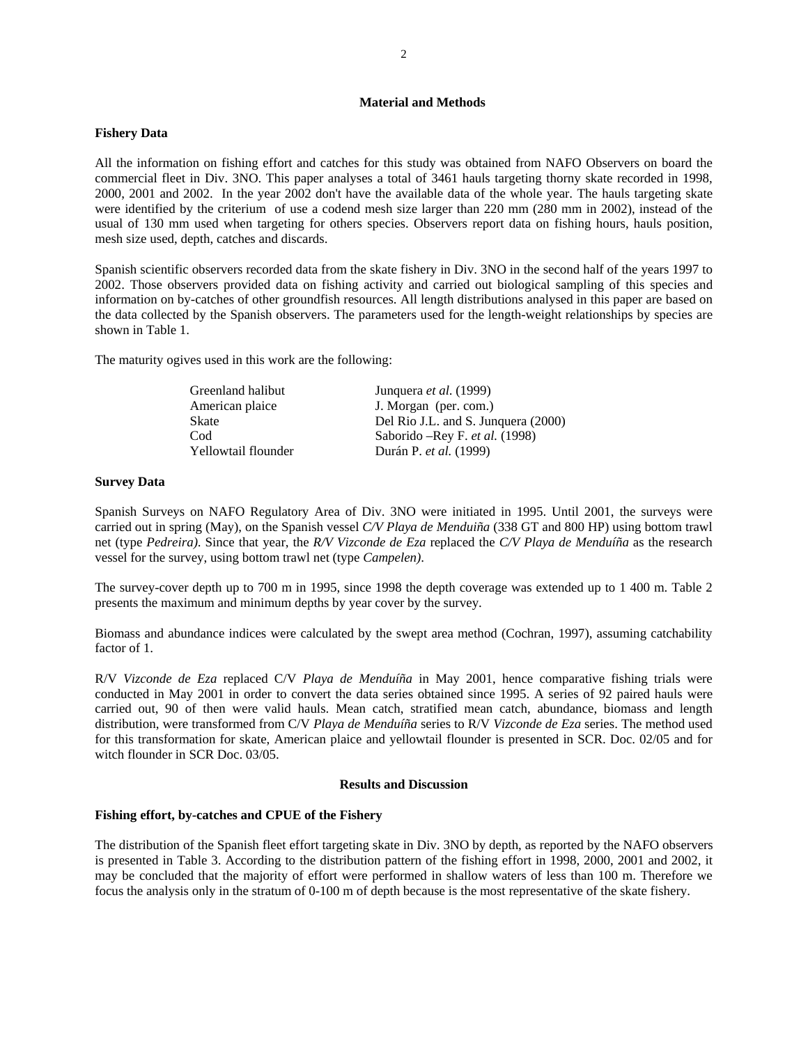## Material and Methods

### Fishery Data

All the information on fishing effort and catches for this study was obtained from NAFO Observers on board the commercial fleet in Div. 3NO. This paper analyses a total of 3461 hauls targeting thorny skate recorded in 1998, 2000, 2001 and 2002. In the year 2002 don't have the available data of the whole year. The hauls targeting skate were identified by the criterium of use a codend mesh size larger than 220 mm (280 mm in 2002), instead of the usual of 130 mm used when targeting for others species. Observers report data on fishing hours, hauls position, mesh size used, depth, catches and discards.

Spanish scientific observers recorded data from the skate fishery in Div. 3NO in the second half of the years 1997 to 2002. Those observers provided data on fishing activity and carried out biological sampling of this species and information on by-catches of other groundfish resources. All length distributions analysed in this paper are based on the data collected by the Spanish observers. The parameters used for the length-weight relationships by species are shown in Table 1.

The maturity ogives used in this work are the following:

| | |
|---|---|
| Greenland halibut | Junquera *et al.* (1999) |
| American plaice | J. Morgan (per. com.) |
| Skate | Del Rio J.L. and S. Junquera (2000) |
| Cod | Saborido –Rey F. *et al.* (1998) |
| Yellowtail flounder | Durán P. *et al.* (1999) |

### Survey Data

Spanish Surveys on NAFO Regulatory Area of Div. 3NO were initiated in 1995. Until 2001, the surveys were carried out in spring (May), on the Spanish vessel *C/V Playa de Menduiña* (338 GT and 800 HP) using bottom trawl net (type *Pedreira)*. Since that year, the *R/V Vizconde de Eza* replaced the *C/V Playa de Menduíña* as the research vessel for the survey, using bottom trawl net (type *Campelen)*.

The survey-cover depth up to 700 m in 1995, since 1998 the depth coverage was extended up to 1 400 m. Table 2 presents the maximum and minimum depths by year cover by the survey.

Biomass and abundance indices were calculated by the swept area method (Cochran, 1997), assuming catchability factor of 1.

R/V *Vizconde de Eza* replaced C/V *Playa de Menduíña* in May 2001, hence comparative fishing trials were conducted in May 2001 in order to convert the data series obtained since 1995. A series of 92 paired hauls were carried out, 90 of then were valid hauls. Mean catch, stratified mean catch, abundance, biomass and length distribution, were transformed from C/V *Playa de Menduíña* series to R/V *Vizconde de Eza* series. The method used for this transformation for skate, American plaice and yellowtail flounder is presented in SCR. Doc. 02/05 and for witch flounder in SCR Doc. 03/05.

## Results and Discussion

### Fishing effort, by-catches and CPUE of the Fishery

The distribution of the Spanish fleet effort targeting skate in Div. 3NO by depth, as reported by the NAFO observers is presented in Table 3. According to the distribution pattern of the fishing effort in 1998, 2000, 2001 and 2002, it may be concluded that the majority of effort were performed in shallow waters of less than 100 m. Therefore we focus the analysis only in the stratum of 0-100 m of depth because is the most representative of the skate fishery.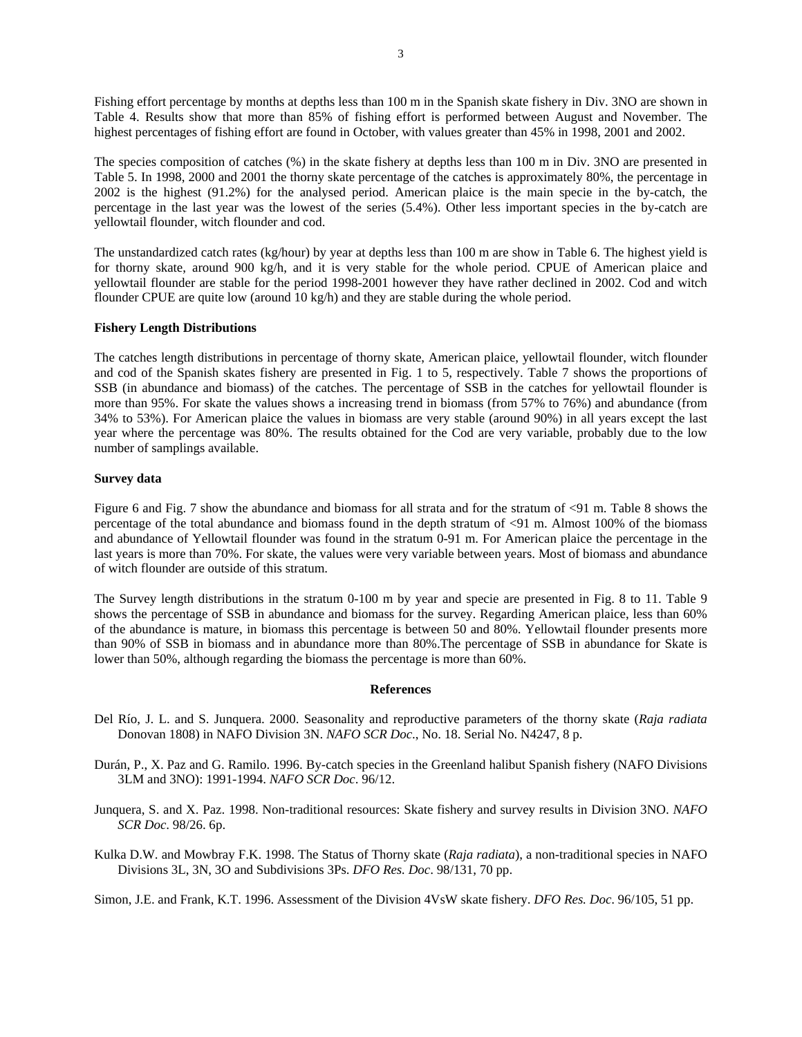Fishing effort percentage by months at depths less than 100 m in the Spanish skate fishery in Div. 3NO are shown in Table 4. Results show that more than 85% of fishing effort is performed between August and November. The highest percentages of fishing effort are found in October, with values greater than 45% in 1998, 2001 and 2002.

The species composition of catches (%) in the skate fishery at depths less than 100 m in Div. 3NO are presented in Table 5. In 1998, 2000 and 2001 the thorny skate percentage of the catches is approximately 80%, the percentage in 2002 is the highest (91.2%) for the analysed period. American plaice is the main specie in the by-catch, the percentage in the last year was the lowest of the series (5.4%). Other less important species in the by-catch are yellowtail flounder, witch flounder and cod.

The unstandardized catch rates (kg/hour) by year at depths less than 100 m are show in Table 6. The highest yield is for thorny skate, around 900 kg/h, and it is very stable for the whole period. CPUE of American plaice and yellowtail flounder are stable for the period 1998-2001 however they have rather declined in 2002. Cod and witch flounder CPUE are quite low (around 10 kg/h) and they are stable during the whole period.

**Fishery Length Distributions**

The catches length distributions in percentage of thorny skate, American plaice, yellowtail flounder, witch flounder and cod of the Spanish skates fishery are presented in Fig. 1 to 5, respectively. Table 7 shows the proportions of SSB (in abundance and biomass) of the catches. The percentage of SSB in the catches for yellowtail flounder is more than 95%. For skate the values shows a increasing trend in biomass (from 57% to 76%) and abundance (from 34% to 53%). For American plaice the values in biomass are very stable (around 90%) in all years except the last year where the percentage was 80%. The results obtained for the Cod are very variable, probably due to the low number of samplings available.

**Survey data**

Figure 6 and Fig. 7 show the abundance and biomass for all strata and for the stratum of <91 m. Table 8 shows the percentage of the total abundance and biomass found in the depth stratum of <91 m. Almost 100% of the biomass and abundance of Yellowtail flounder was found in the stratum 0-91 m. For American plaice the percentage in the last years is more than 70%. For skate, the values were very variable between years. Most of biomass and abundance of witch flounder are outside of this stratum.

The Survey length distributions in the stratum 0-100 m by year and specie are presented in Fig. 8 to 11. Table 9 shows the percentage of SSB in abundance and biomass for the survey. Regarding American plaice, less than 60% of the abundance is mature, in biomass this percentage is between 50 and 80%. Yellowtail flounder presents more than 90% of SSB in biomass and in abundance more than 80%.The percentage of SSB in abundance for Skate is lower than 50%, although regarding the biomass the percentage is more than 60%.

## References

Del Río, J. L. and S. Junquera. 2000. Seasonality and reproductive parameters of the thorny skate (*Raja radiata* Donovan 1808) in NAFO Division 3N. *NAFO SCR Doc*., No. 18. Serial No. N4247, 8 p.

Durán, P., X. Paz and G. Ramilo. 1996. By-catch species in the Greenland halibut Spanish fishery (NAFO Divisions 3LM and 3NO): 1991-1994. *NAFO SCR Doc*. 96/12.

Junquera, S. and X. Paz. 1998. Non-traditional resources: Skate fishery and survey results in Division 3NO. *NAFO SCR Doc*. 98/26. 6p.

Kulka D.W. and Mowbray F.K. 1998. The Status of Thorny skate (*Raja radiata*), a non-traditional species in NAFO Divisions 3L, 3N, 3O and Subdivisions 3Ps. *DFO Res. Doc*. 98/131, 70 pp.

Simon, J.E. and Frank, K.T. 1996. Assessment of the Division 4VsW skate fishery. *DFO Res. Doc*. 96/105, 51 pp.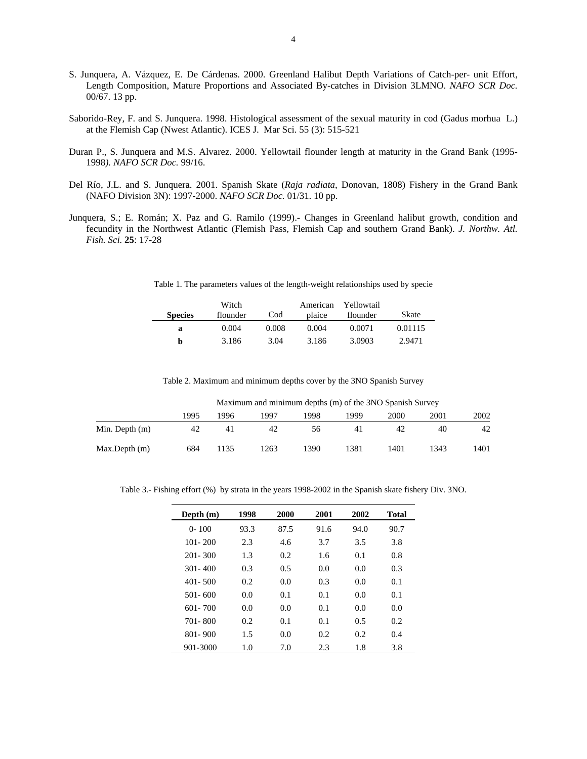S. Junquera, A. Vázquez, E. De Cárdenas. 2000. Greenland Halibut Depth Variations of Catch-per- unit Effort, Length Composition, Mature Proportions and Associated By-catches in Division 3LMNO. *NAFO SCR Doc.* 00/67. 13 pp.

Saborido-Rey, F. and S. Junquera. 1998. Histological assessment of the sexual maturity in cod (Gadus morhua L.) at the Flemish Cap (Nwest Atlantic). ICES J. Mar Sci. 55 (3): 515-521

Duran P., S. Junquera and M.S. Alvarez. 2000. Yellowtail flounder length at maturity in the Grand Bank (1995-1998*). NAFO SCR Doc.* 99/16.

Del Río, J.L. and S. Junquera. 2001. Spanish Skate (*Raja radiata*, Donovan, 1808) Fishery in the Grand Bank (NAFO Division 3N): 1997-2000. *NAFO SCR Doc.* 01/31. 10 pp.

Junquera, S.; E. Román; X. Paz and G. Ramilo (1999).- Changes in Greenland halibut growth, condition and fecundity in the Northwest Atlantic (Flemish Pass, Flemish Cap and southern Grand Bank). *J. Northw. Atl. Fish. Sci*. **25**: 17-28

Table 1. The parameters values of the length-weight relationships used by specie

| **Species** | Witch flounder | Cod | American plaice | Yellowtail flounder | Skate |
|---|---|---|---|---|---|
| **a** | 0.004 | 0.008 | 0.004 | 0.0071 | 0.01115 |
| **b** | 3.186 | 3.04 | 3.186 | 3.0903 | 2.9471 |

Table 2. Maximum and minimum depths cover by the 3NO Spanish Survey

| | Maximum and minimum depths (m) of the 3NO Spanish Survey | | | | | | | |
|---|---|---|---|---|---|---|---|---|
| | 1995 | 1996 | 1997 | 1998 | 1999 | 2000 | 2001 | 2002 |
| Min. Depth (m) | 42 | 41 | 42 | 56 | 41 | 42 | 40 | 42 |
| Max.Depth (m) | 684 | 1135 | 1263 | 1390 | 1381 | 1401 | 1343 | 1401 |

Table 3.- Fishing effort (%) by strata in the years 1998-2002 in the Spanish skate fishery Div. 3NO.

| **Depth (m)** | **1998** | **2000** | **2001** | **2002** | **Total** |
|---|---|---|---|---|---|
| 0- 100 | 93.3 | 87.5 | 91.6 | 94.0 | 90.7 |
| 101- 200 | 2.3 | 4.6 | 3.7 | 3.5 | 3.8 |
| 201- 300 | 1.3 | 0.2 | 1.6 | 0.1 | 0.8 |
| 301- 400 | 0.3 | 0.5 | 0.0 | 0.0 | 0.3 |
| 401- 500 | 0.2 | 0.0 | 0.3 | 0.0 | 0.1 |
| 501- 600 | 0.0 | 0.1 | 0.1 | 0.0 | 0.1 |
| 601- 700 | 0.0 | 0.0 | 0.1 | 0.0 | 0.0 |
| 701- 800 | 0.2 | 0.1 | 0.1 | 0.5 | 0.2 |
| 801- 900 | 1.5 | 0.0 | 0.2 | 0.2 | 0.4 |
| 901-3000 | 1.0 | 7.0 | 2.3 | 1.8 | 3.8 |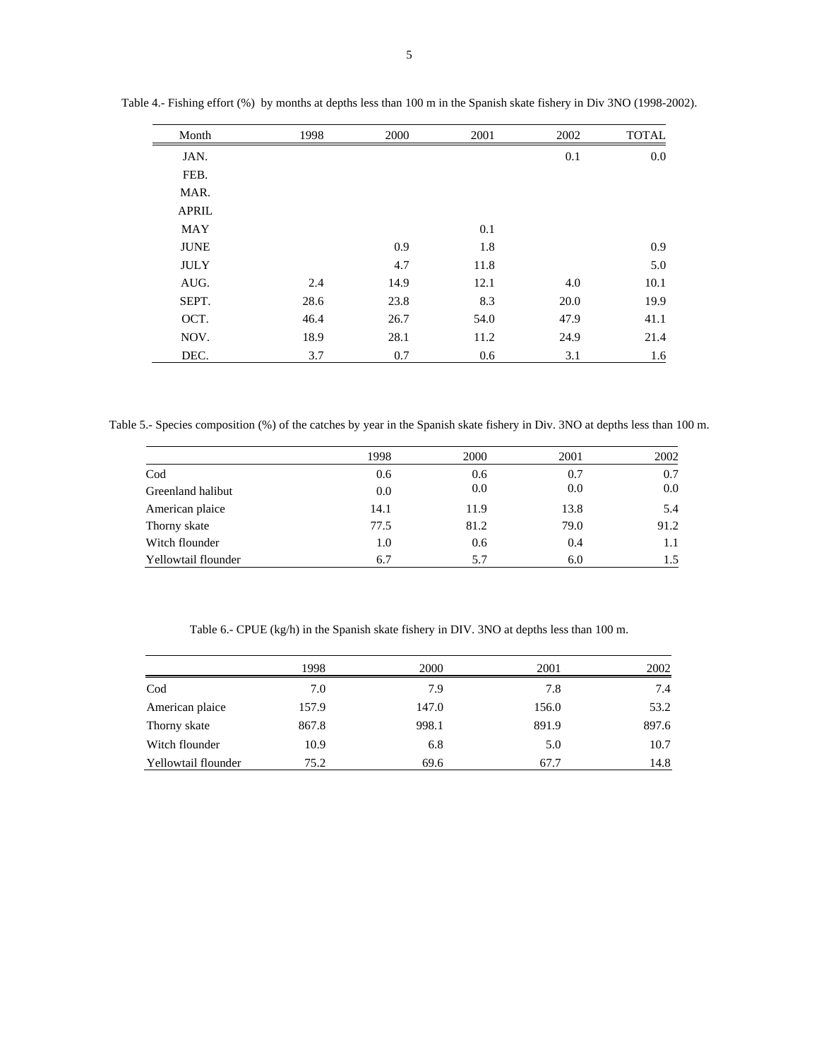Table 4.- Fishing effort (%) by months at depths less than 100 m in the Spanish skate fishery in Div 3NO (1998-2002).

| Month | 1998 | 2000 | 2001 | 2002 | TOTAL |
|---|---|---|---|---|---|
| JAN. | | | | 0.1 | 0.0 |
| FEB. | | | | | |
| MAR. | | | | | |
| APRIL | | | | | |
| MAY | | | 0.1 | | |
| JUNE | | 0.9 | 1.8 | | 0.9 |
| JULY | | 4.7 | 11.8 | | 5.0 |
| AUG. | 2.4 | 14.9 | 12.1 | 4.0 | 10.1 |
| SEPT. | 28.6 | 23.8 | 8.3 | 20.0 | 19.9 |
| OCT. | 46.4 | 26.7 | 54.0 | 47.9 | 41.1 |
| NOV. | 18.9 | 28.1 | 11.2 | 24.9 | 21.4 |
| DEC. | 3.7 | 0.7 | 0.6 | 3.1 | 1.6 |

Table 5.- Species composition (%) of the catches by year in the Spanish skate fishery in Div. 3NO at depths less than 100 m.

| | 1998 | 2000 | 2001 | 2002 |
|---|---|---|---|---|
| Cod | 0.6 | 0.6 | 0.7 | 0.7 |
| Greenland halibut | 0.0 | 0.0 | 0.0 | 0.0 |
| American plaice | 14.1 | 11.9 | 13.8 | 5.4 |
| Thorny skate | 77.5 | 81.2 | 79.0 | 91.2 |
| Witch flounder | 1.0 | 0.6 | 0.4 | 1.1 |
| Yellowtail flounder | 6.7 | 5.7 | 6.0 | 1.5 |

Table 6.- CPUE (kg/h) in the Spanish skate fishery in DIV. 3NO at depths less than 100 m.

| | 1998 | 2000 | 2001 | 2002 |
|---|---|---|---|---|
| Cod | 7.0 | 7.9 | 7.8 | 7.4 |
| American plaice | 157.9 | 147.0 | 156.0 | 53.2 |
| Thorny skate | 867.8 | 998.1 | 891.9 | 897.6 |
| Witch flounder | 10.9 | 6.8 | 5.0 | 10.7 |
| Yellowtail flounder | 75.2 | 69.6 | 67.7 | 14.8 |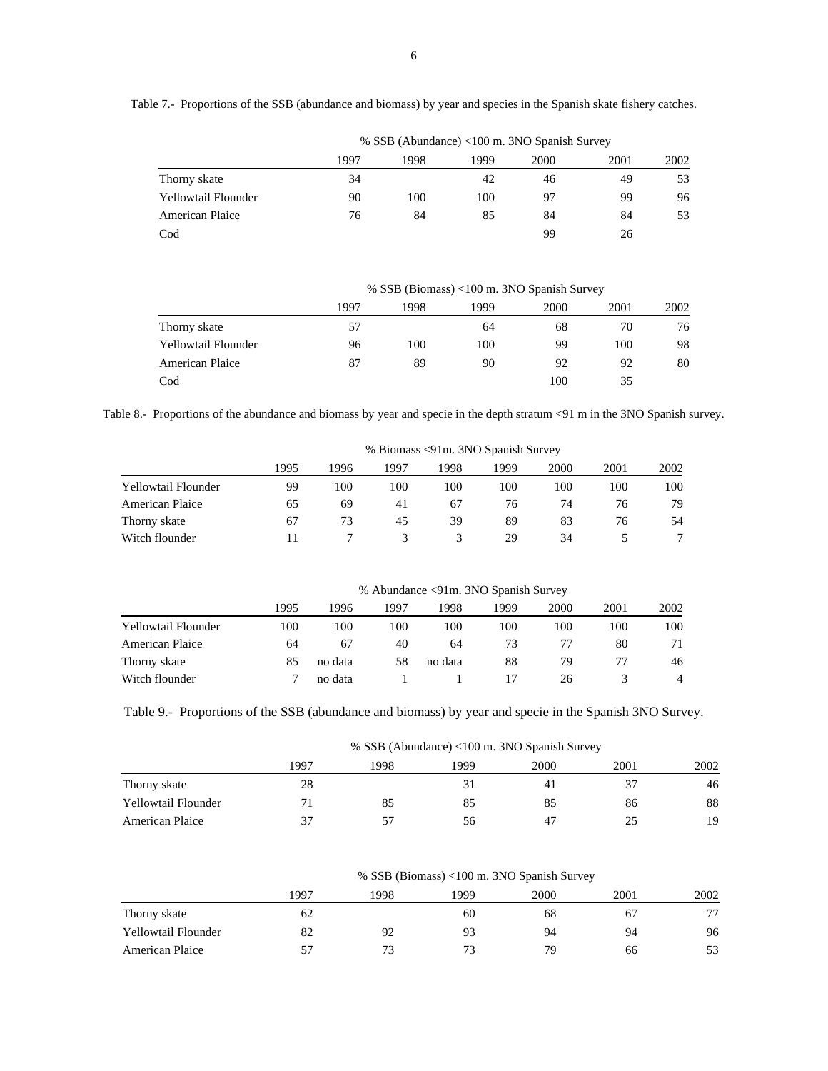Table 7.- Proportions of the SSB (abundance and biomass) by year and species in the Spanish skate fishery catches.

| | % SSB (Abundance) <100 m. 3NO Spanish Survey | | | | | |
|---|---|---|---|---|---|---|
| | 1997 | 1998 | 1999 | 2000 | 2001 | 2002 |
| Thorny skate | 34 | | 42 | 46 | 49 | 53 |
| Yellowtail Flounder | 90 | 100 | 100 | 97 | 99 | 96 |
| American Plaice | 76 | 84 | 85 | 84 | 84 | 53 |
| Cod | | | | 99 | 26 | |

| | % SSB (Biomass) <100 m. 3NO Spanish Survey | | | | | |
|---|---|---|---|---|---|---|
| | 1997 | 1998 | 1999 | 2000 | 2001 | 2002 |
| Thorny skate | 57 | | 64 | 68 | 70 | 76 |
| Yellowtail Flounder | 96 | 100 | 100 | 99 | 100 | 98 |
| American Plaice | 87 | 89 | 90 | 92 | 92 | 80 |
| Cod | | | | 100 | 35 | |

Table 8.- Proportions of the abundance and biomass by year and specie in the depth stratum <91 m in the 3NO Spanish survey.

| | % Biomass <91m. 3NO Spanish Survey | | | | | | | |
|---|---|---|---|---|---|---|---|---|
| | 1995 | 1996 | 1997 | 1998 | 1999 | 2000 | 2001 | 2002 |
| Yellowtail Flounder | 99 | 100 | 100 | 100 | 100 | 100 | 100 | 100 |
| American Plaice | 65 | 69 | 41 | 67 | 76 | 74 | 76 | 79 |
| Thorny skate | 67 | 73 | 45 | 39 | 89 | 83 | 76 | 54 |
| Witch flounder | 11 | 7 | 3 | 3 | 29 | 34 | 5 | 7 |

| | % Abundance <91m. 3NO Spanish Survey | | | | | | | |
|---|---|---|---|---|---|---|---|---|
| | 1995 | 1996 | 1997 | 1998 | 1999 | 2000 | 2001 | 2002 |
| Yellowtail Flounder | 100 | 100 | 100 | 100 | 100 | 100 | 100 | 100 |
| American Plaice | 64 | 67 | 40 | 64 | 73 | 77 | 80 | 71 |
| Thorny skate | 85 | no data | 58 | no data | 88 | 79 | 77 | 46 |
| Witch flounder | 7 | no data | 1 | 1 | 17 | 26 | 3 | 4 |

Table 9.- Proportions of the SSB (abundance and biomass) by year and specie in the Spanish 3NO Survey.

| | % SSB (Abundance) <100 m. 3NO Spanish Survey | | | | | |
|---|---|---|---|---|---|---|
| | 1997 | 1998 | 1999 | 2000 | 2001 | 2002 |
| Thorny skate | 28 | | 31 | 41 | 37 | 46 |
| Yellowtail Flounder | 71 | 85 | 85 | 85 | 86 | 88 |
| American Plaice | 37 | 57 | 56 | 47 | 25 | 19 |

| | % SSB (Biomass) <100 m. 3NO Spanish Survey | | | | | |
|---|---|---|---|---|---|---|
| | 1997 | 1998 | 1999 | 2000 | 2001 | 2002 |
| Thorny skate | 62 | | 60 | 68 | 67 | 77 |
| Yellowtail Flounder | 82 | 92 | 93 | 94 | 94 | 96 |
| American Plaice | 57 | 73 | 73 | 79 | 66 | 53 |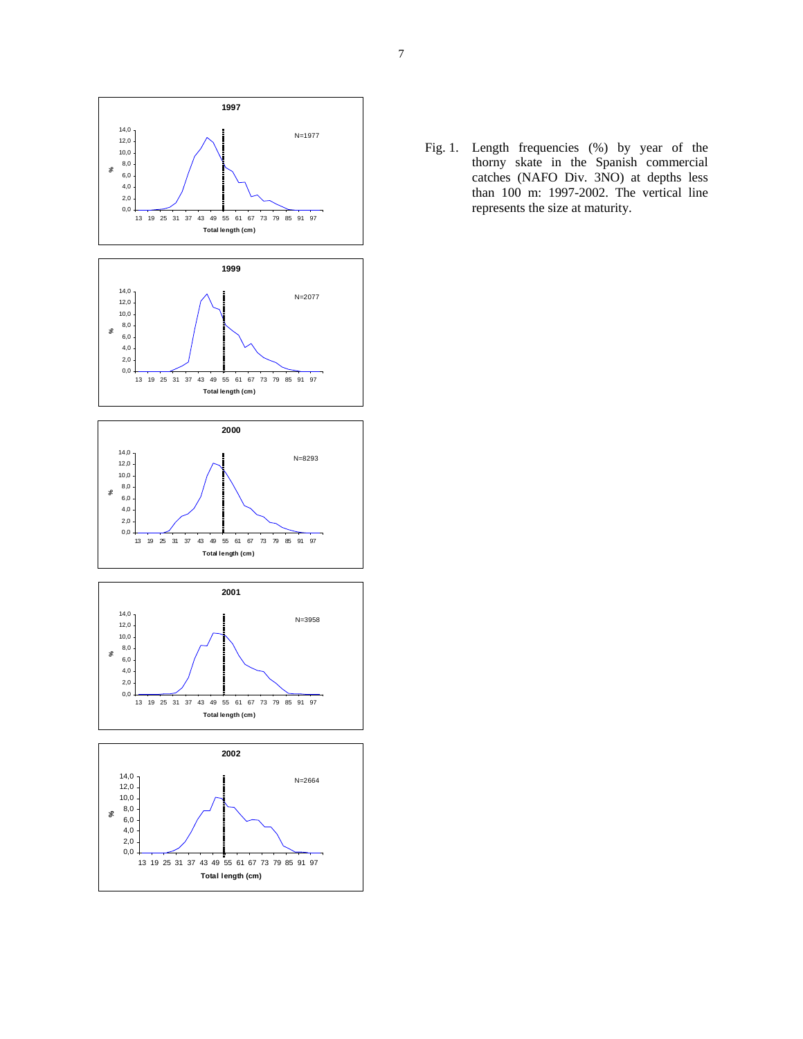Fig. 1. Length frequencies (%) by year of the thorny skate in the Spanish commercial catches (NAFO Div. 3NO) at depths less than 100 m: 1997-2002. The vertical line represents the size at maturity.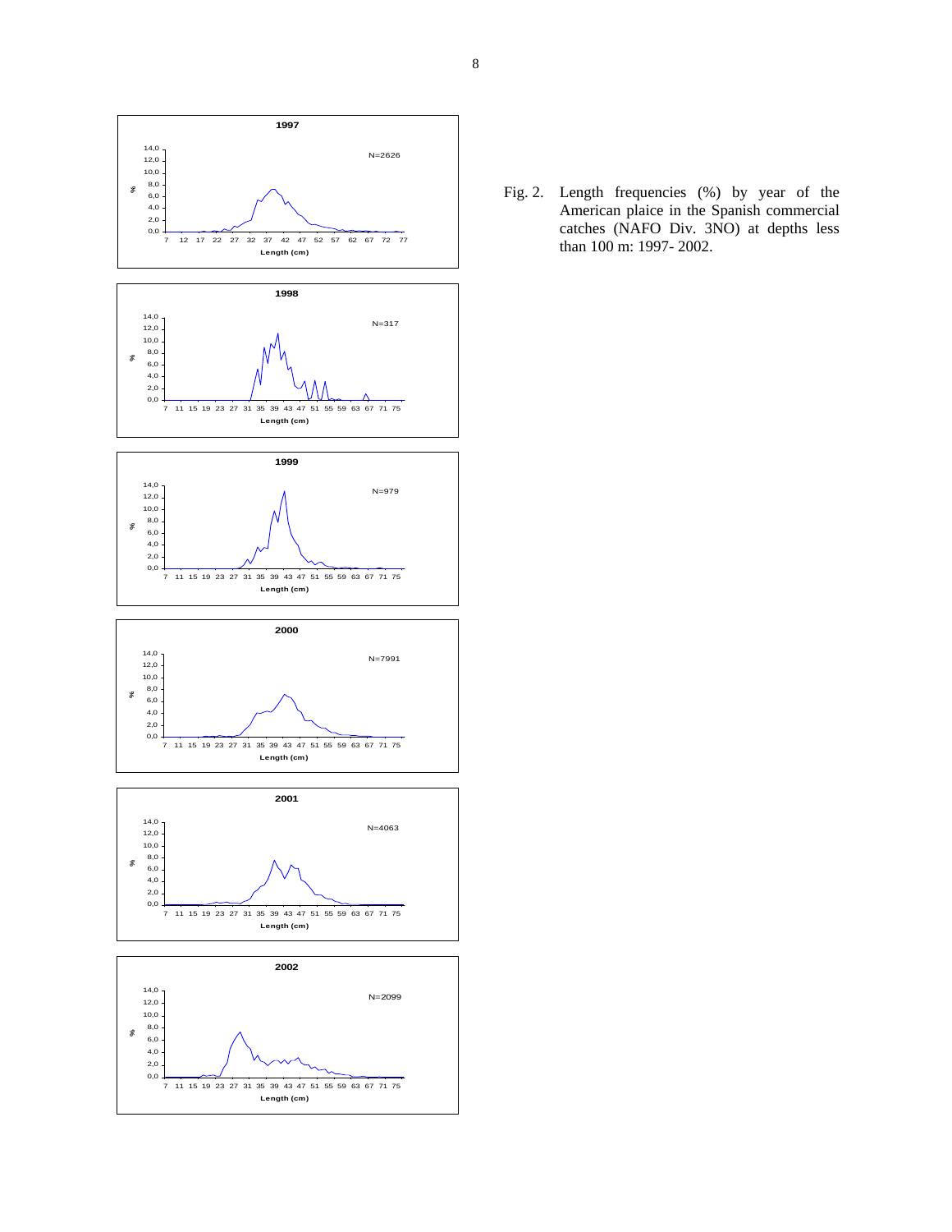Fig. 2. Length frequencies (%) by year of the American plaice in the Spanish commercial catches (NAFO Div. 3NO) at depths less than 100 m: 1997- 2002.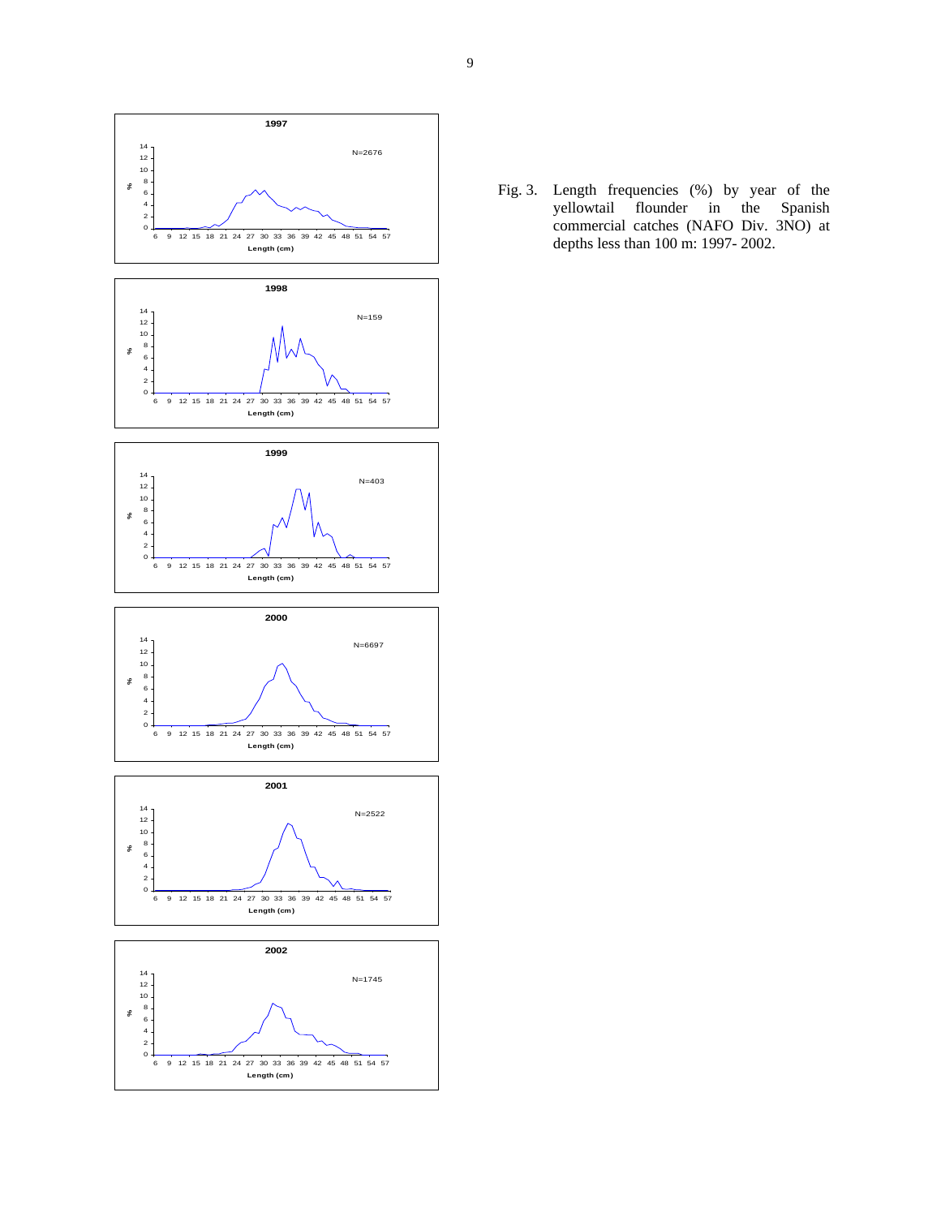Fig. 3. Length frequencies (%) by year of the yellowtail flounder in the Spanish commercial catches (NAFO Div. 3NO) at depths less than 100 m: 1997- 2002.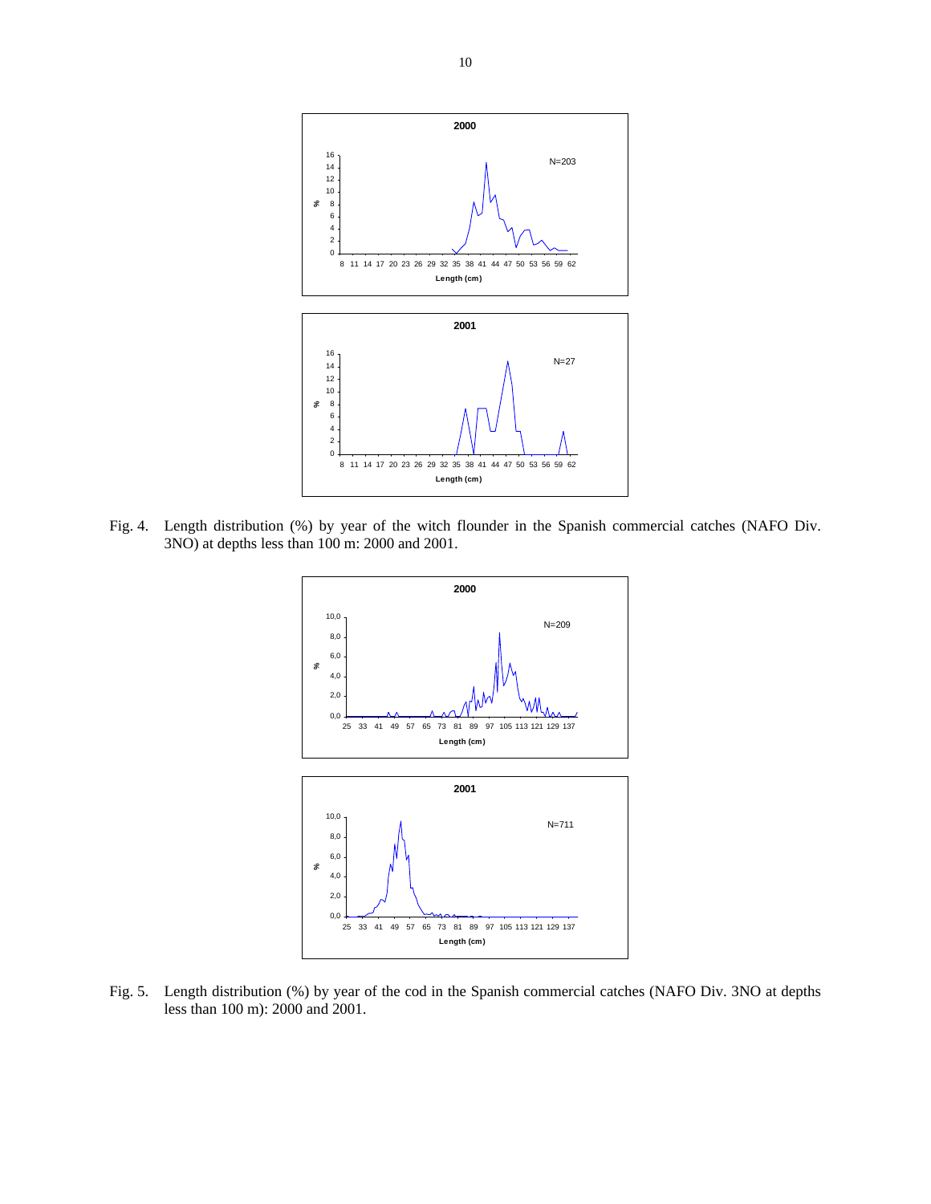Fig. 4. Length distribution (%) by year of the witch flounder in the Spanish commercial catches (NAFO Div. 3NO) at depths less than 100 m: 2000 and 2001.

Fig. 5. Length distribution (%) by year of the cod in the Spanish commercial catches (NAFO Div. 3NO at depths less than 100 m): 2000 and 2001.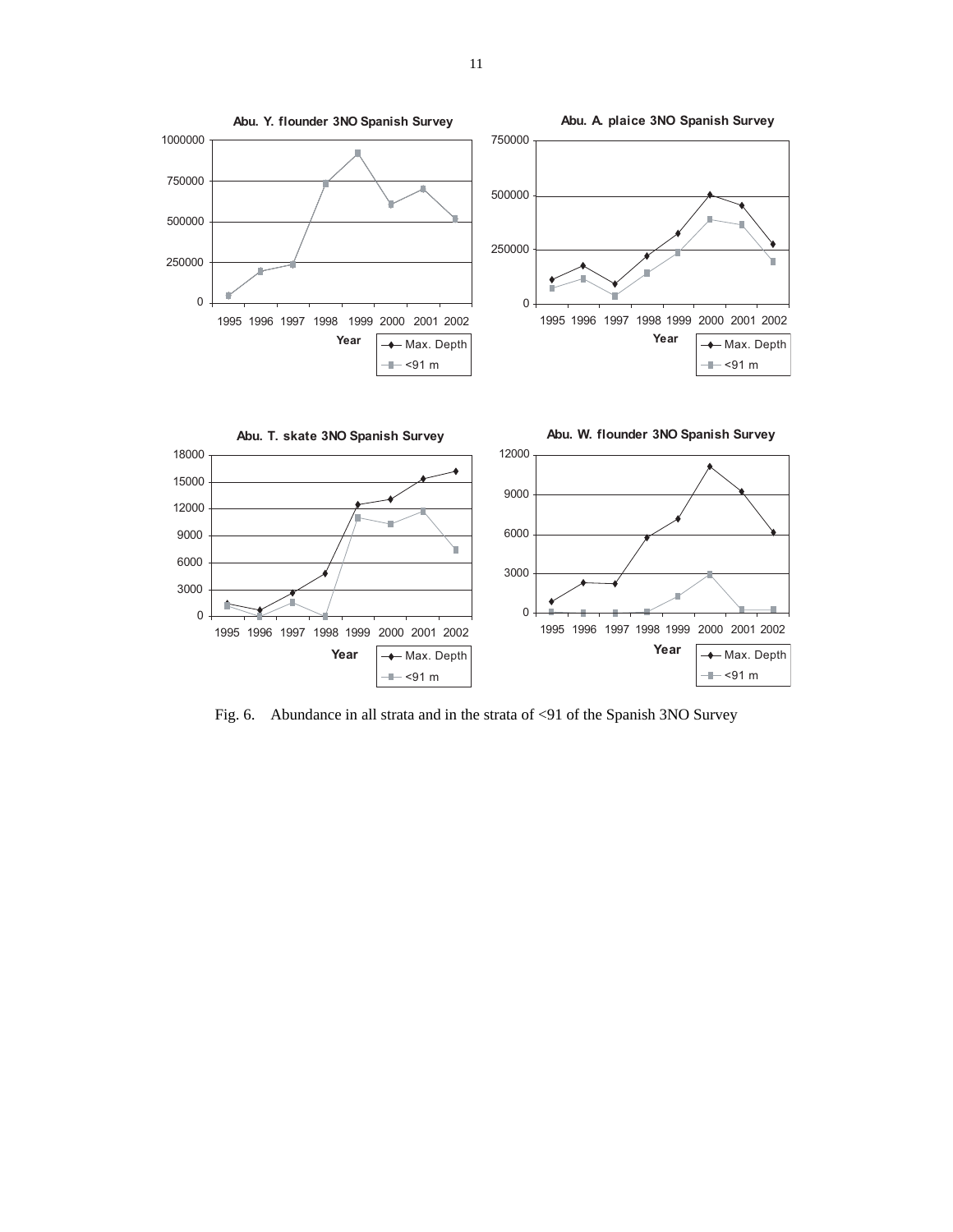**Abu. Y. flounder 3NO Spanish Survey**

**Abu. A. plaice 3NO Spanish Survey**

**Abu. T. skate 3NO Spanish Survey**

**Abu. W. flounder 3NO Spanish Survey**

Fig. 6. Abundance in all strata and in the strata of <91 of the Spanish 3NO Survey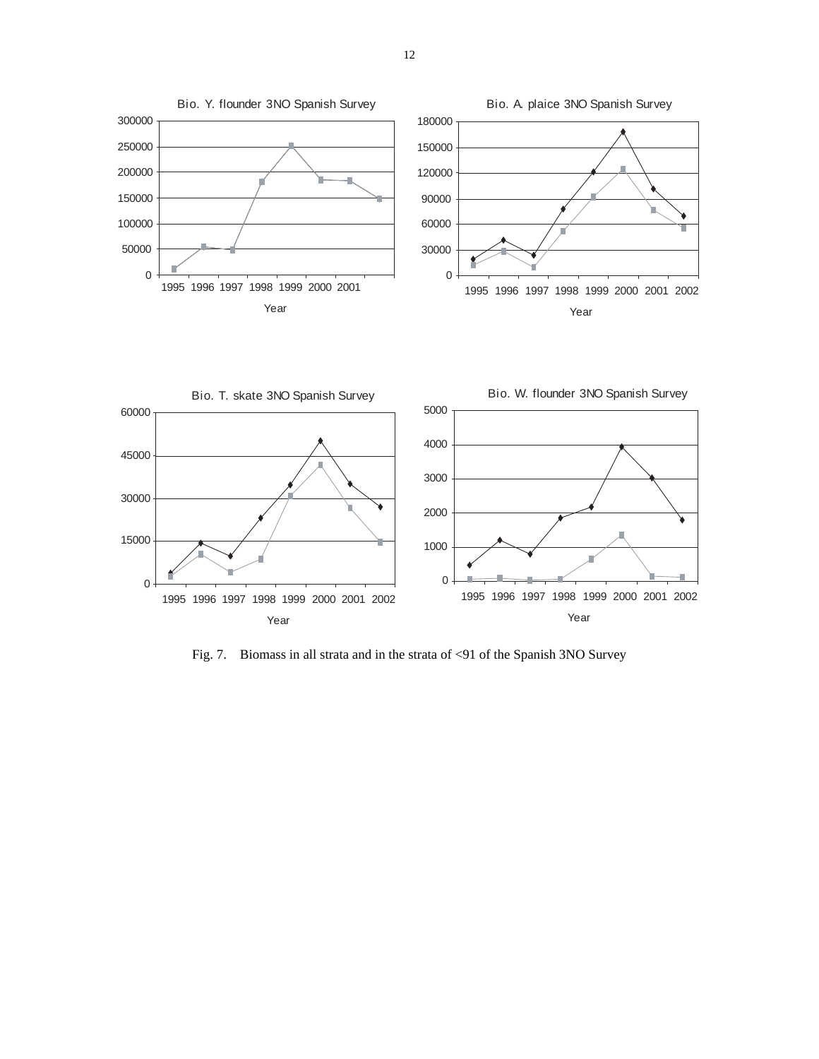Fig. 7. Biomass in all strata and in the strata of <91 of the Spanish 3NO Survey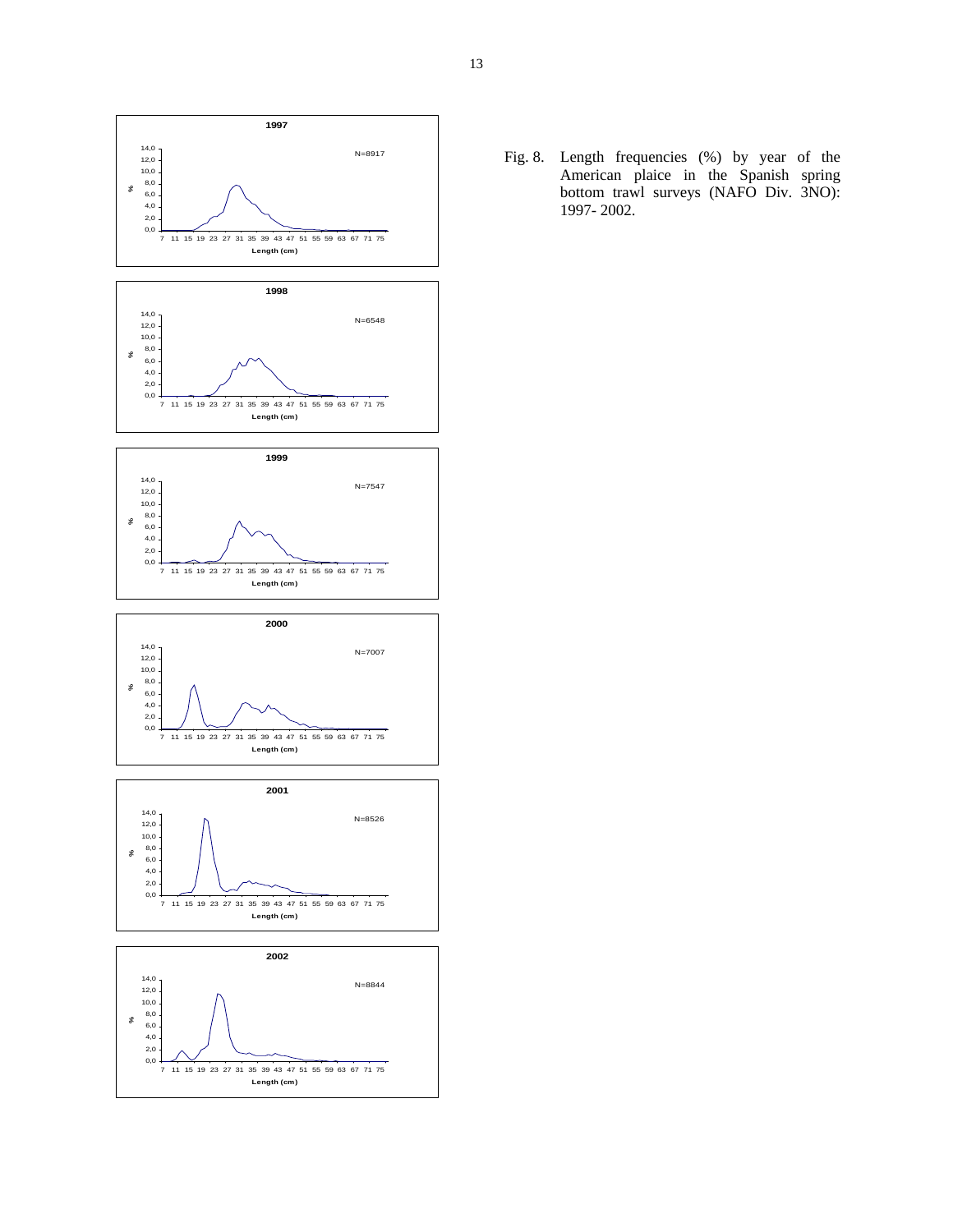Fig. 8. Length frequencies (%) by year of the American plaice in the Spanish spring bottom trawl surveys (NAFO Div. 3NO): 1997- 2002.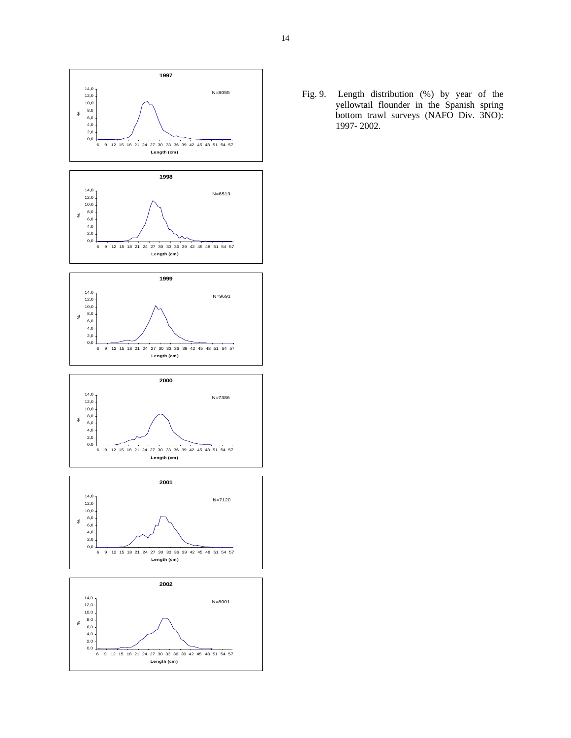Fig. 9. Length distribution (%) by year of the yellowtail flounder in the Spanish spring bottom trawl surveys (NAFO Div. 3NO): 1997- 2002.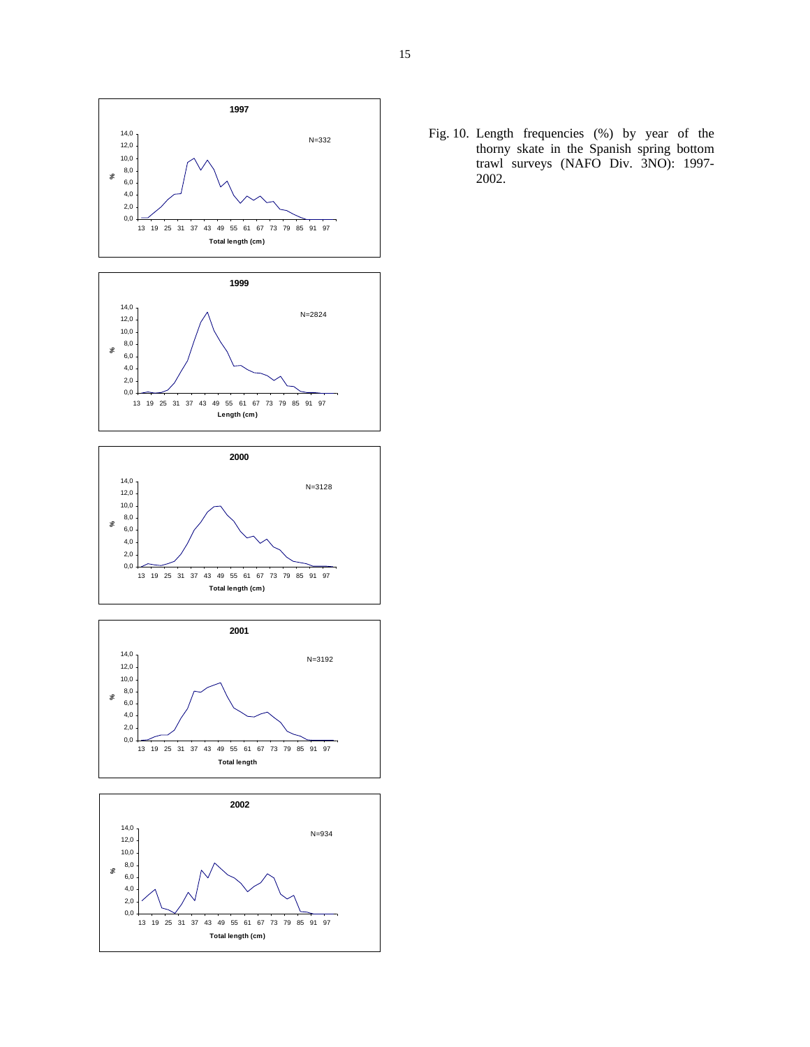Fig. 10. Length frequencies (%) by year of the thorny skate in the Spanish spring bottom trawl surveys (NAFO Div. 3NO): 1997-2002.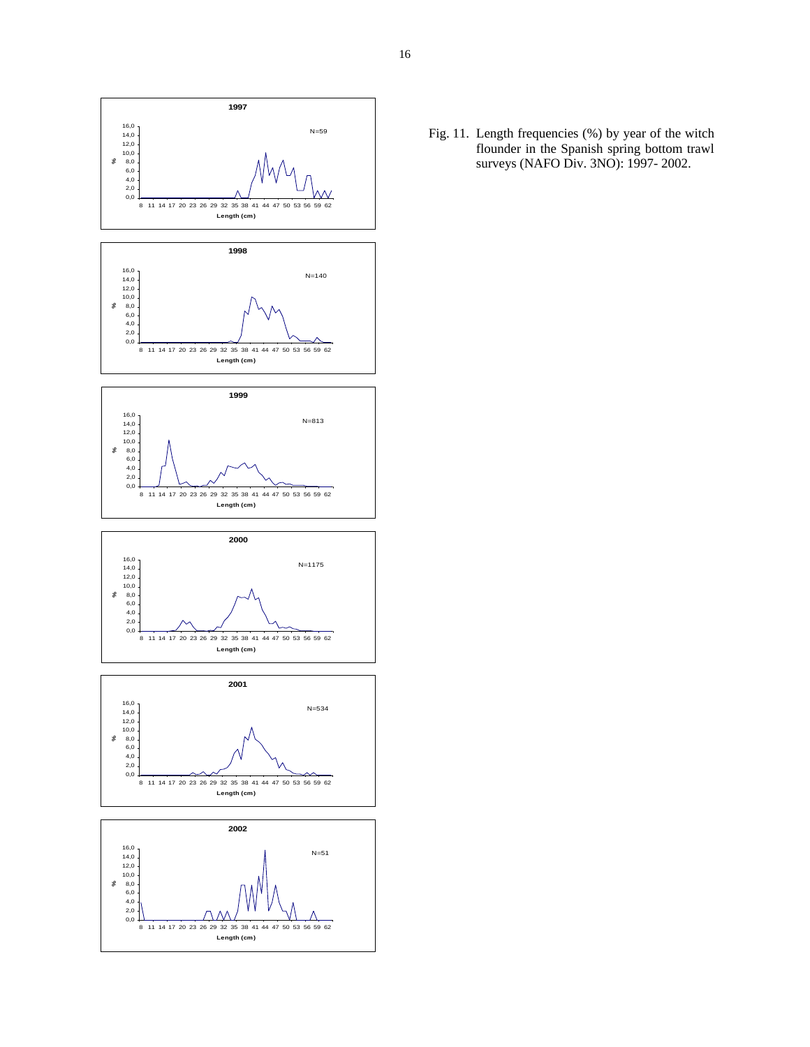1997

16,0
14,0
12,0
10,0
8,0
6,0
4,0
2,0
0,0

%

N=59

8 11 14 17 20 23 26 29 32 35 38 41 44 47 50 53 56 59 62

Length (cm)

1998

16,0
14,0
12,0
10,0
8,0
6,0
4,0
2,0
0,0

%

N=140

8 11 14 17 20 23 26 29 32 35 38 41 44 47 50 53 56 59 62

Length (cm)

1999

16,0
14,0
12,0
10,0
8,0
6,0
4,0
2,0
0,0

%

N=813

8 11 14 17 20 23 26 29 32 35 38 41 44 47 50 53 56 59 62

Length (cm)

2000

16,0
14,0
12,0
10,0
8,0
6,0
4,0
2,0
0,0

%

N=1175

8 11 14 17 20 23 26 29 32 35 38 41 44 47 50 53 56 59 62

Length (cm)

2001

16,0
14,0
12,0
10,0
8,0
6,0
4,0
2,0
0,0

%

N=534

8 11 14 17 20 23 26 29 32 35 38 41 44 47 50 53 56 59 62

Length (cm)

2002

16,0
14,0
12,0
10,0
8,0
6,0
4,0
2,0
0,0

%

N=51

8 11 14 17 20 23 26 29 32 35 38 41 44 47 50 53 56 59 62

Length (cm)

Fig. 11. Length frequencies (%) by year of the witch flounder in the Spanish spring bottom trawl surveys (NAFO Div. 3NO): 1997- 2002.